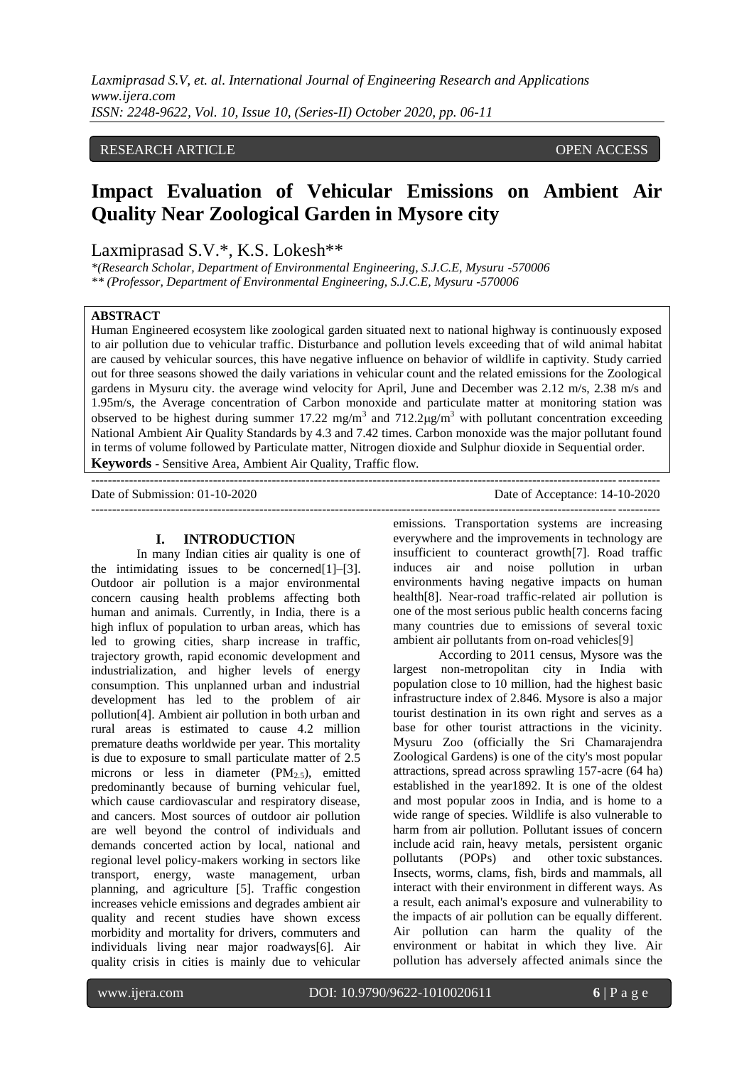RESEARCH ARTICLE OPEN ACCESS

# Impact Evaluation of Vehicular Emissions on Ambient Air Quality Near Zoological Garden in Mysore city

Laxmiprasad S.V.*, K.S. Lokesh**

*\*(Research Scholar, Department of Environmental Engineering, S.J.C.E, Mysuru -570006*
*\*\* (Professor, Department of Environmental Engineering, S.J.C.E, Mysuru -570006*

**ABSTRACT**

Human Engineered ecosystem like zoological garden situated next to national highway is continuously exposed to air pollution due to vehicular traffic. Disturbance and pollution levels exceeding that of wild animal habitat are caused by vehicular sources, this have negative influence on behavior of wildlife in captivity. Study carried out for three seasons showed the daily variations in vehicular count and the related emissions for the Zoological gardens in Mysuru city. the average wind velocity for April, June and December was 2.12 m/s, 2.38 m/s and 1.95m/s, the Average concentration of Carbon monoxide and particulate matter at monitoring station was observed to be highest during summer 17.22 mg/m$^3$ and 712.2μg/m$^3$ with pollutant concentration exceeding National Ambient Air Quality Standards by 4.3 and 7.42 times. Carbon monoxide was the major pollutant found in terms of volume followed by Particulate matter, Nitrogen dioxide and Sulphur dioxide in Sequential order.

**Keywords** - Sensitive Area, Ambient Air Quality, Traffic flow.

Date of Submission: 01-10-2020 Date of Acceptance: 14-10-2020

## I. INTRODUCTION

In many Indian cities air quality is one of the intimidating issues to be concerned[1]–[3]. Outdoor air pollution is a major environmental concern causing health problems affecting both human and animals. Currently, in India, there is a high influx of population to urban areas, which has led to growing cities, sharp increase in traffic, trajectory growth, rapid economic development and industrialization, and higher levels of energy consumption. This unplanned urban and industrial development has led to the problem of air pollution[4]. Ambient air pollution in both urban and rural areas is estimated to cause 4.2 million premature deaths worldwide per year. This mortality is due to exposure to small particulate matter of 2.5 microns or less in diameter ($PM_{2.5}$), emitted predominantly because of burning vehicular fuel, which cause cardiovascular and respiratory disease, and cancers. Most sources of outdoor air pollution are well beyond the control of individuals and demands concerted action by local, national and regional level policy-makers working in sectors like transport, energy, waste management, urban planning, and agriculture [5]. Traffic congestion increases vehicle emissions and degrades ambient air quality and recent studies have shown excess morbidity and mortality for drivers, commuters and individuals living near major roadways[6]. Air quality crisis in cities is mainly due to vehicular emissions. Transportation systems are increasing everywhere and the improvements in technology are insufficient to counteract growth[7]. Road traffic induces air and noise pollution in urban environments having negative impacts on human health[8]. Near-road traffic-related air pollution is one of the most serious public health concerns facing many countries due to emissions of several toxic ambient air pollutants from on-road vehicles[9]

According to 2011 census, Mysore was the largest non-metropolitan city in India with population close to 10 million, had the highest basic infrastructure index of 2.846. Mysore is also a major tourist destination in its own right and serves as a base for other tourist attractions in the vicinity. Mysuru Zoo (officially the Sri Chamarajendra Zoological Gardens) is one of the city's most popular attractions, spread across sprawling 157-acre (64 ha) established in the year1892. It is one of the oldest and most popular zoos in India, and is home to a wide range of species. Wildlife is also vulnerable to harm from air pollution. Pollutant issues of concern include acid rain, heavy metals, persistent organic pollutants (POPs) and other toxic substances. Insects, worms, clams, fish, birds and mammals, all interact with their environment in different ways. As a result, each animal's exposure and vulnerability to the impacts of air pollution can be equally different. Air pollution can harm the quality of the environment or habitat in which they live. Air pollution has adversely affected animals since the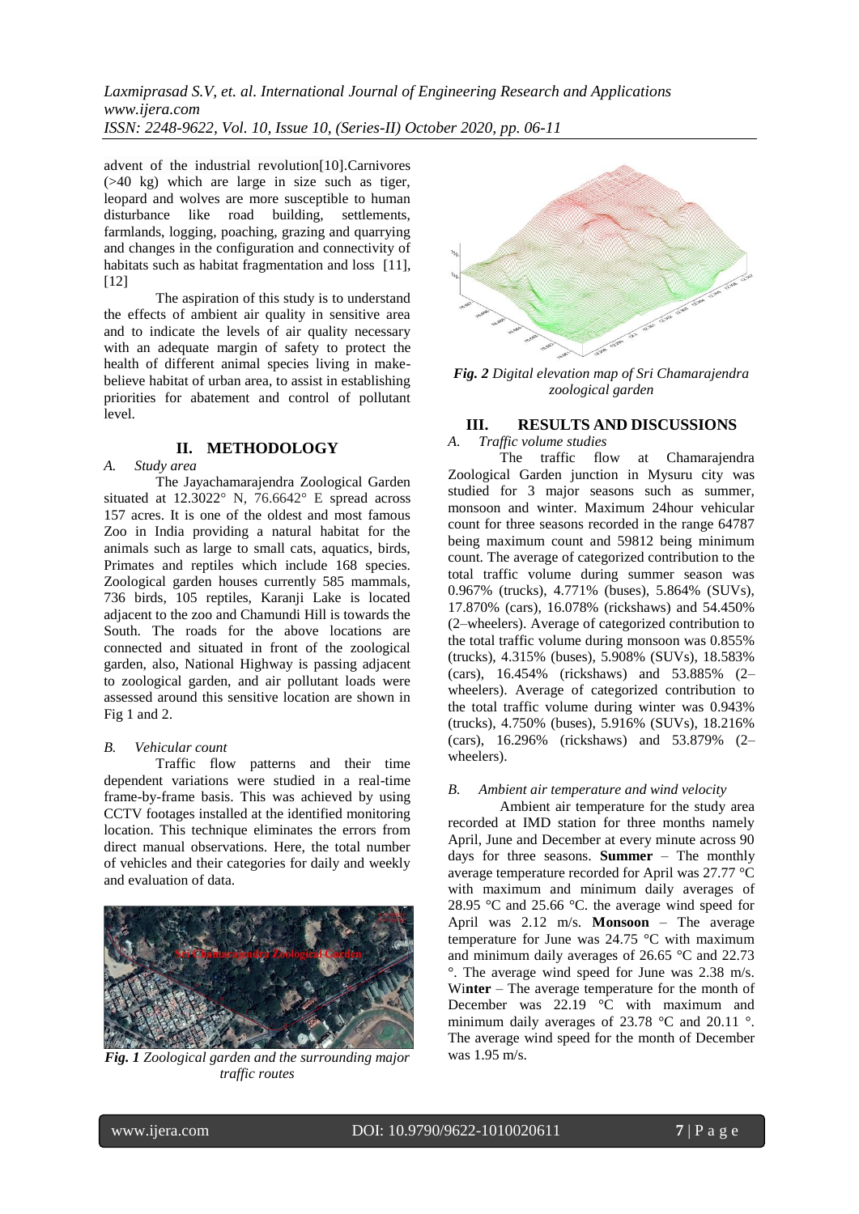advent of the industrial revolution[10].Carnivores (>40 kg) which are large in size such as tiger, leopard and wolves are more susceptible to human disturbance like road building, settlements, farmlands, logging, poaching, grazing and quarrying and changes in the configuration and connectivity of habitats such as habitat fragmentation and loss [11], [12]

The aspiration of this study is to understand the effects of ambient air quality in sensitive area and to indicate the levels of air quality necessary with an adequate margin of safety to protect the health of different animal species living in make-believe habitat of urban area, to assist in establishing priorities for abatement and control of pollutant level.

## II. METHODOLOGY

### *A. Study area*

The Jayachamarajendra Zoological Garden situated at 12.3022° N, 76.6642° E spread across 157 acres. It is one of the oldest and most famous Zoo in India providing a natural habitat for the animals such as large to small cats, aquatics, birds, Primates and reptiles which include 168 species. Zoological garden houses currently 585 mammals, 736 birds, 105 reptiles, Karanji Lake is located adjacent to the zoo and Chamundi Hill is towards the South. The roads for the above locations are connected and situated in front of the zoological garden, also, National Highway is passing adjacent to zoological garden, and air pollutant loads were assessed around this sensitive location are shown in Fig 1 and 2.

### *B. Vehicular count*

Traffic flow patterns and their time dependent variations were studied in a real-time frame-by-frame basis. This was achieved by using CCTV footages installed at the identified monitoring location. This technique eliminates the errors from direct manual observations. Here, the total number of vehicles and their categories for daily and weekly and evaluation of data.

***Fig. 1*** *Zoological garden and the surrounding major traffic routes*

***Fig. 2*** *Digital elevation map of Sri Chamarajendra zoological garden*

## III. RESULTS AND DISCUSSIONS

### *A. Traffic volume studies*

The traffic flow at Chamarajendra Zoological Garden junction in Mysuru city was studied for 3 major seasons such as summer, monsoon and winter. Maximum 24hour vehicular count for three seasons recorded in the range 64787 being maximum count and 59812 being minimum count. The average of categorized contribution to the total traffic volume during summer season was 0.967% (trucks), 4.771% (buses), 5.864% (SUVs), 17.870% (cars), 16.078% (rickshaws) and 54.450% (2–wheelers). Average of categorized contribution to the total traffic volume during monsoon was 0.855% (trucks), 4.315% (buses), 5.908% (SUVs), 18.583% (cars), 16.454% (rickshaws) and 53.885% (2–wheelers). Average of categorized contribution to the total traffic volume during winter was 0.943% (trucks), 4.750% (buses), 5.916% (SUVs), 18.216% (cars), 16.296% (rickshaws) and 53.879% (2–wheelers).

### *B. Ambient air temperature and wind velocity*

Ambient air temperature for the study area recorded at IMD station for three months namely April, June and December at every minute across 90 days for three seasons. **Summer** – The monthly average temperature recorded for April was 27.77 °C with maximum and minimum daily averages of 28.95 °C and 25.66 °C. the average wind speed for April was 2.12 m/s. **Monsoon** – The average temperature for June was 24.75 °C with maximum and minimum daily averages of 26.65 °C and 22.73 °. The average wind speed for June was 2.38 m/s. Wi**nter** – The average temperature for the month of December was 22.19 °C with maximum and minimum daily averages of 23.78 °C and 20.11 °. The average wind speed for the month of December was 1.95 m/s.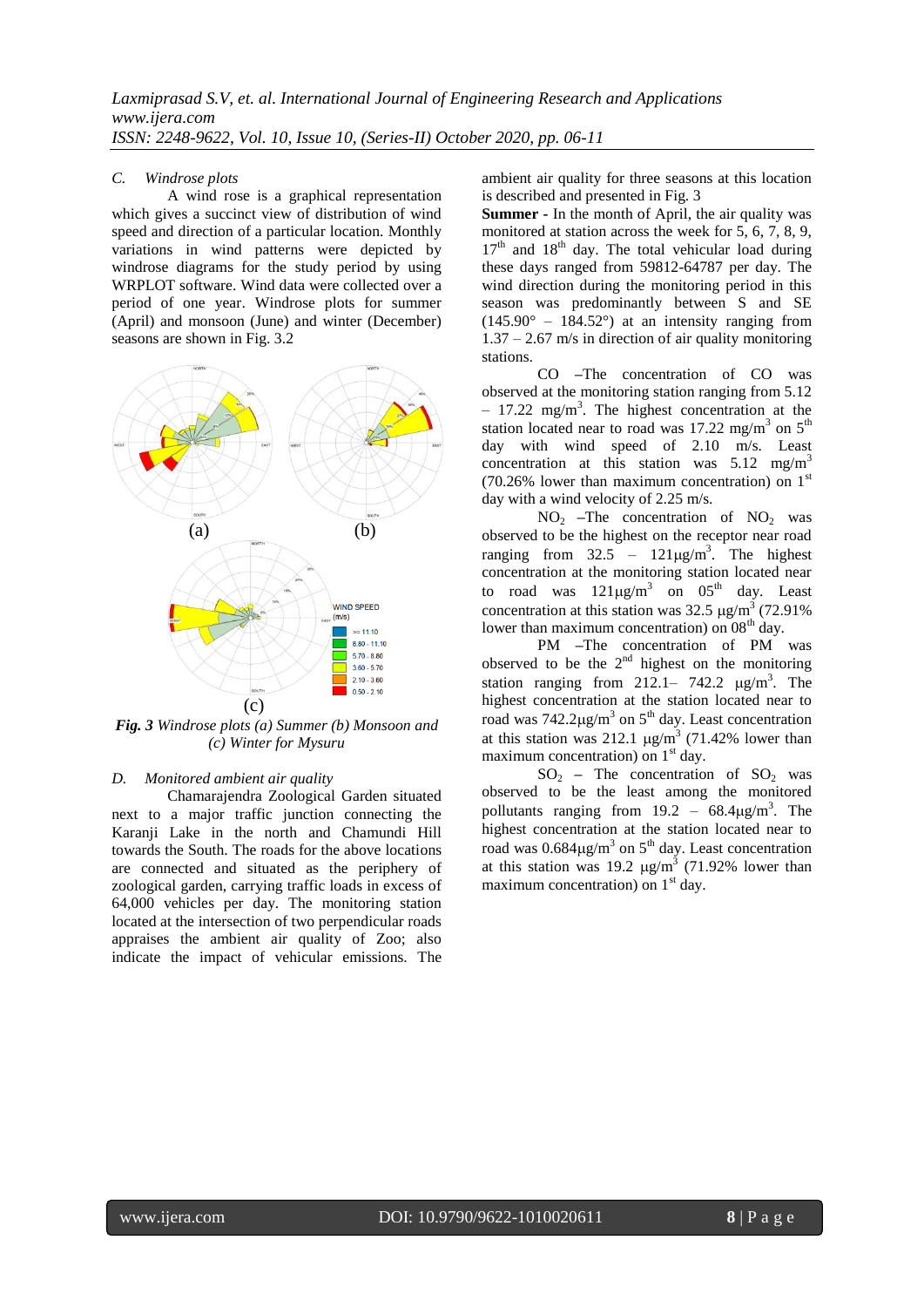### C. *Windrose plots*

A wind rose is a graphical representation which gives a succinct view of distribution of wind speed and direction of a particular location. Monthly variations in wind patterns were depicted by windrose diagrams for the study period by using WRPLOT software. Wind data were collected over a period of one year. Windrose plots for summer (April) and monsoon (June) and winter (December) seasons are shown in Fig. 3.2

(a) (b)

(c)

***Fig. 3*** *Windrose plots (a) Summer (b) Monsoon and (c) Winter for Mysuru*

### D. *Monitored ambient air quality*

Chamarajendra Zoological Garden situated next to a major traffic junction connecting the Karanji Lake in the north and Chamundi Hill towards the South. The roads for the above locations are connected and situated as the periphery of zoological garden, carrying traffic loads in excess of 64,000 vehicles per day. The monitoring station located at the intersection of two perpendicular roads appraises the ambient air quality of Zoo; also indicate the impact of vehicular emissions. The ambient air quality for three seasons at this location is described and presented in Fig. 3

**Summer -** In the month of April, the air quality was monitored at station across the week for 5, 6, 7, 8, 9, 17th and 18th day. The total vehicular load during these days ranged from 59812-64787 per day. The wind direction during the monitoring period in this season was predominantly between S and SE (145.90° – 184.52°) at an intensity ranging from 1.37 – 2.67 m/s in direction of air quality monitoring stations.

CO –The concentration of CO was observed at the monitoring station ranging from 5.12 – 17.22 mg/m$^3$. The highest concentration at the station located near to road was 17.22 mg/m$^3$ on 5th day with wind speed of 2.10 m/s. Least concentration at this station was 5.12 mg/m$^3$ (70.26% lower than maximum concentration) on 1st day with a wind velocity of 2.25 m/s.

$NO_2$ –The concentration of $NO_2$ was observed to be the highest on the receptor near road ranging from 32.5 – 121μg/m$^3$. The highest concentration at the monitoring station located near to road was 121μg/m$^3$ on 05th day. Least concentration at this station was 32.5 μg/m$^3$ (72.91% lower than maximum concentration) on 08th day.

PM –The concentration of PM was observed to be the 2nd highest on the monitoring station ranging from 212.1– 742.2 μg/m$^3$. The highest concentration at the station located near to road was 742.2μg/m$^3$ on 5th day. Least concentration at this station was 212.1 μg/m$^3$ (71.42% lower than maximum concentration) on 1st day.

$SO_2$ – The concentration of $SO_2$ was observed to be the least among the monitored pollutants ranging from 19.2 – 68.4μg/m$^3$. The highest concentration at the station located near to road was 0.684μg/m$^3$ on 5th day. Least concentration at this station was 19.2 μg/m$^3$ (71.92% lower than maximum concentration) on 1st day.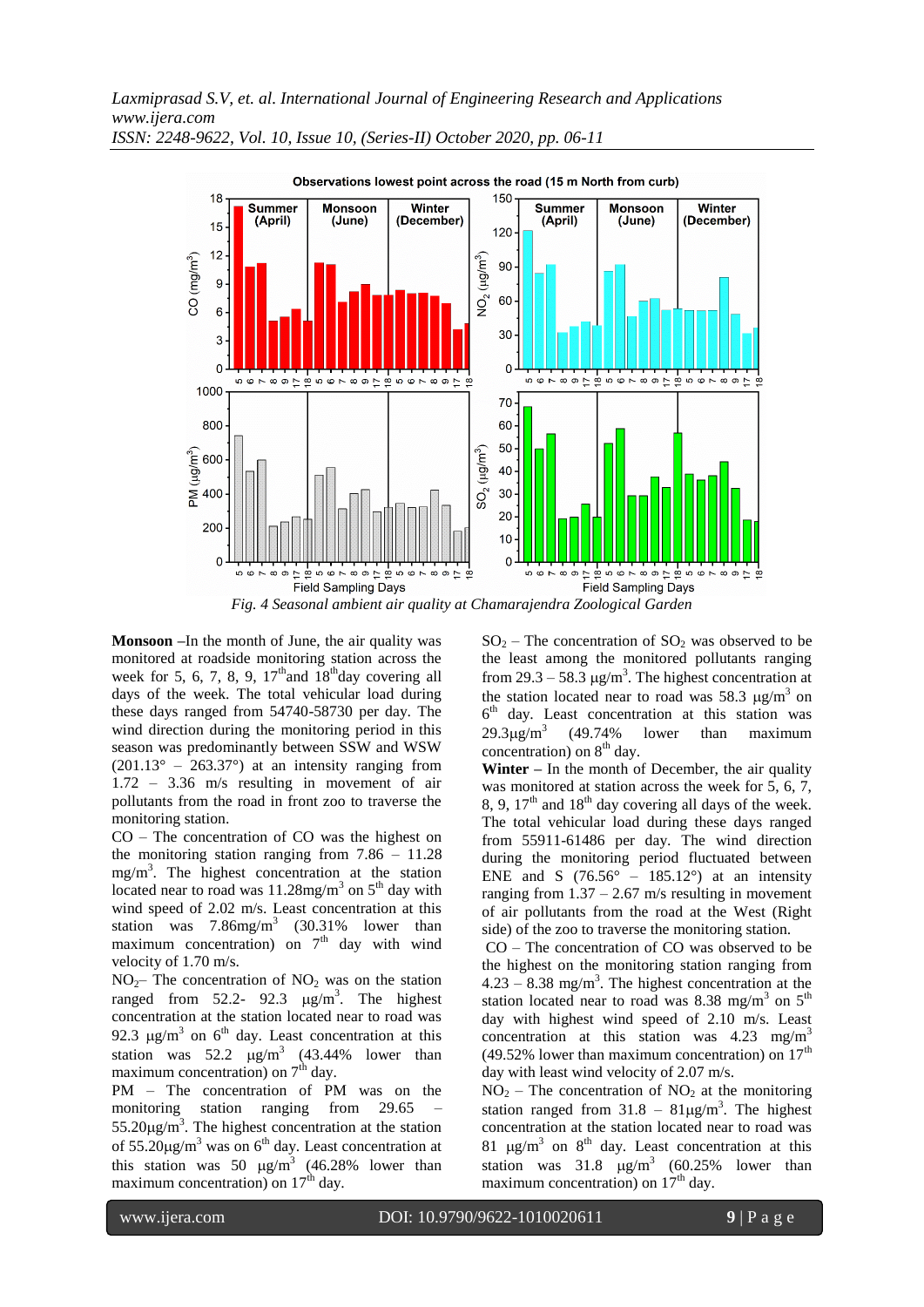Observations lowest point across the road (15 m North from curb)

*Fig. 4 Seasonal ambient air quality at Chamarajendra Zoological Garden*

**Monsoon** –In the month of June, the air quality was monitored at roadside monitoring station across the week for 5, 6, 7, 8, 9, 17[th]and 18[th]day covering all days of the week. The total vehicular load during these days ranged from 54740-58730 per day. The wind direction during the monitoring period in this season was predominantly between SSW and WSW (201.13° – 263.37°) at an intensity ranging from 1.72 – 3.36 m/s resulting in movement of air pollutants from the road in front zoo to traverse the monitoring station.

CO – The concentration of CO was the highest on the monitoring station ranging from 7.86 – 11.28 mg/m$^3$. The highest concentration at the station located near to road was 11.28mg/m$^3$ on 5[th] day with wind speed of 2.02 m/s. Least concentration at this station was 7.86mg/m$^3$ (30.31% lower than maximum concentration) on 7[th] day with wind velocity of 1.70 m/s.

$NO_2$– The concentration of $NO_2$ was on the station ranged from 52.2- 92.3 μg/m$^3$. The highest concentration at the station located near to road was 92.3 μg/m$^3$ on 6[th] day. Least concentration at this station was 52.2 μg/m$^3$ (43.44% lower than maximum concentration) on 7[th] day.

PM – The concentration of PM was on the monitoring station ranging from 29.65 – 55.20μg/m$^3$. The highest concentration at the station of 55.20μg/m$^3$ was on 6[th] day. Least concentration at this station was 50 μg/m$^3$ (46.28% lower than maximum concentration) on 17[th] day.

$SO_2$ – The concentration of $SO_2$ was observed to be the least among the monitored pollutants ranging from 29.3 – 58.3 μg/m$^3$. The highest concentration at the station located near to road was 58.3 μg/m$^3$ on 6[th] day. Least concentration at this station was 29.3μg/m$^3$ (49.74% lower than maximum concentration) on 8[th] day.

**Winter –** In the month of December, the air quality was monitored at station across the week for 5, 6, 7, 8, 9, 17[th] and 18[th] day covering all days of the week. The total vehicular load during these days ranged from 55911-61486 per day. The wind direction during the monitoring period fluctuated between ENE and S (76.56° – 185.12°) at an intensity ranging from 1.37 – 2.67 m/s resulting in movement of air pollutants from the road at the West (Right side) of the zoo to traverse the monitoring station.

CO – The concentration of CO was observed to be the highest on the monitoring station ranging from 4.23 – 8.38 mg/m$^3$. The highest concentration at the station located near to road was 8.38 mg/m$^3$ on 5[th] day with highest wind speed of 2.10 m/s. Least concentration at this station was 4.23 mg/m$^3$ (49.52% lower than maximum concentration) on 17[th] day with least wind velocity of 2.07 m/s.

$NO_2$ – The concentration of $NO_2$ at the monitoring station ranged from 31.8 – 81μg/m$^3$. The highest concentration at the station located near to road was 81 μg/m$^3$ on 8[th] day. Least concentration at this station was 31.8 μg/m$^3$ (60.25% lower than maximum concentration) on 17[th] day.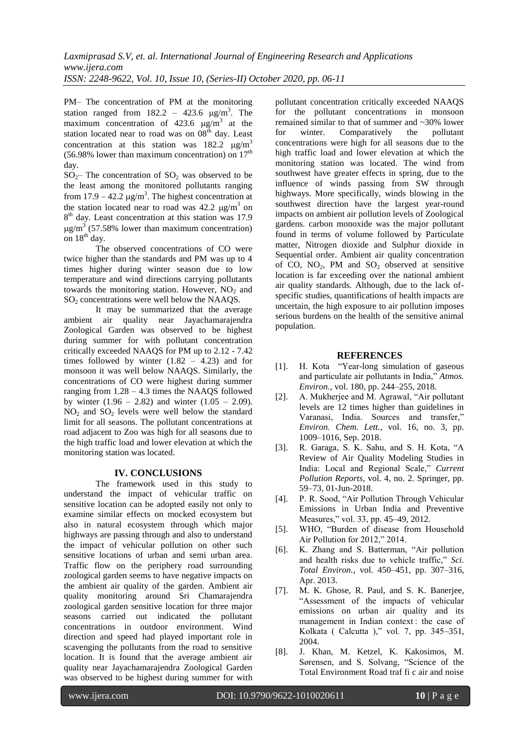PM– The concentration of PM at the monitoring station ranged from 182.2 – 423.6 μg/m$^3$. The maximum concentration of 423.6 μg/m$^3$ at the station located near to road was on 08$^{th}$ day. Least concentration at this station was 182.2 μg/m$^3$ (56.98% lower than maximum concentration) on 17$^{th}$ day.

$SO_2$– The concentration of $SO_2$ was observed to be the least among the monitored pollutants ranging from 17.9 – 42.2 μg/m$^3$. The highest concentration at the station located near to road was 42.2 μg/m$^3$ on 8$^{th}$ day. Least concentration at this station was 17.9 μg/m$^3$ (57.58% lower than maximum concentration) on 18$^{th}$ day.

The observed concentrations of CO were twice higher than the standards and PM was up to 4 times higher during winter season due to low temperature and wind directions carrying pollutants towards the monitoring station. However, $NO_2$ and $SO_2$ concentrations were well below the NAAQS.

It may be summarized that the average ambient air quality near Jayachamarajendra Zoological Garden was observed to be highest during summer for with pollutant concentration critically exceeded NAAQS for PM up to 2.12 - 7.42 times followed by winter (1.82 – 4.23) and for monsoon it was well below NAAQS. Similarly, the concentrations of CO were highest during summer ranging from 1.28 – 4.3 times the NAAQS followed by winter (1.96 – 2.82) and winter (1.05 – 2.09). $NO_2$ and $SO_2$ levels were well below the standard limit for all seasons. The pollutant concentrations at road adjacent to Zoo was high for all seasons due to the high traffic load and lower elevation at which the monitoring station was located.

## IV. CONCLUSIONS

The framework used in this study to understand the impact of vehicular traffic on sensitive location can be adopted easily not only to examine similar effects on mocked ecosystem but also in natural ecosystem through which major highways are passing through and also to understand the impact of vehicular pollution on other such sensitive locations of urban and semi urban area. Traffic flow on the periphery road surrounding zoological garden seems to have negative impacts on the ambient air quality of the garden. Ambient air quality monitoring around Sri Chamarajendra zoological garden sensitive location for three major seasons carried out indicated the pollutant concentrations in outdoor environment. Wind direction and speed had played important role in scavenging the pollutants from the road to sensitive location. It is found that the average ambient air quality near Jayachamarajendra Zoological Garden was observed to be highest during summer for with pollutant concentration critically exceeded NAAQS for the pollutant concentrations in monsoon remained similar to that of summer and ~30% lower for winter. Comparatively the pollutant concentrations were high for all seasons due to the high traffic load and lower elevation at which the monitoring station was located. The wind from southwest have greater effects in spring, due to the influence of winds passing from SW through highways. More specifically, winds blowing in the southwest direction have the largest year-round impacts on ambient air pollution levels of Zoological gardens. carbon monoxide was the major pollutant found in terms of volume followed by Particulate matter, Nitrogen dioxide and Sulphur dioxide in Sequential order. Ambient air quality concentration of CO, $NO_2$, PM and $SO_2$ observed at sensitive location is far exceeding over the national ambient air quality standards. Although, due to the lack of-specific studies, quantifications of health impacts are uncertain, the high exposure to air pollution imposes serious burdens on the health of the sensitive animal population.

## REFERENCES

[1]. H. Kota "Year-long simulation of gaseous and particulate air pollutants in India," *Atmos. Environ.*, vol. 180, pp. 244–255, 2018.

[2]. A. Mukherjee and M. Agrawal, "Air pollutant levels are 12 times higher than guidelines in Varanasi, India. Sources and transfer," *Environ. Chem. Lett.*, vol. 16, no. 3, pp. 1009–1016, Sep. 2018.

[3]. R. Garaga, S. K. Sahu, and S. H. Kota, "A Review of Air Quality Modeling Studies in India: Local and Regional Scale," *Current Pollution Reports*, vol. 4, no. 2. Springer, pp. 59–73, 01-Jun-2018.

[4]. P. R. Sood, "Air Pollution Through Vehicular Emissions in Urban India and Preventive Measures," vol. 33, pp. 45–49, 2012.

[5]. WHO, "Burden of disease from Household Air Pollution for 2012," 2014.

[6]. K. Zhang and S. Batterman, "Air pollution and health risks due to vehicle traffic," *Sci. Total Environ.*, vol. 450–451, pp. 307–316, Apr. 2013.

[7]. M. K. Ghose, R. Paul, and S. K. Banerjee, "Assessment of the impacts of vehicular emissions on urban air quality and its management in Indian context : the case of Kolkata ( Calcutta )," vol. 7, pp. 345–351, 2004.

[8]. J. Khan, M. Ketzel, K. Kakosimos, M. Sørensen, and S. Solvang, "Science of the Total Environment Road traf fi c air and noise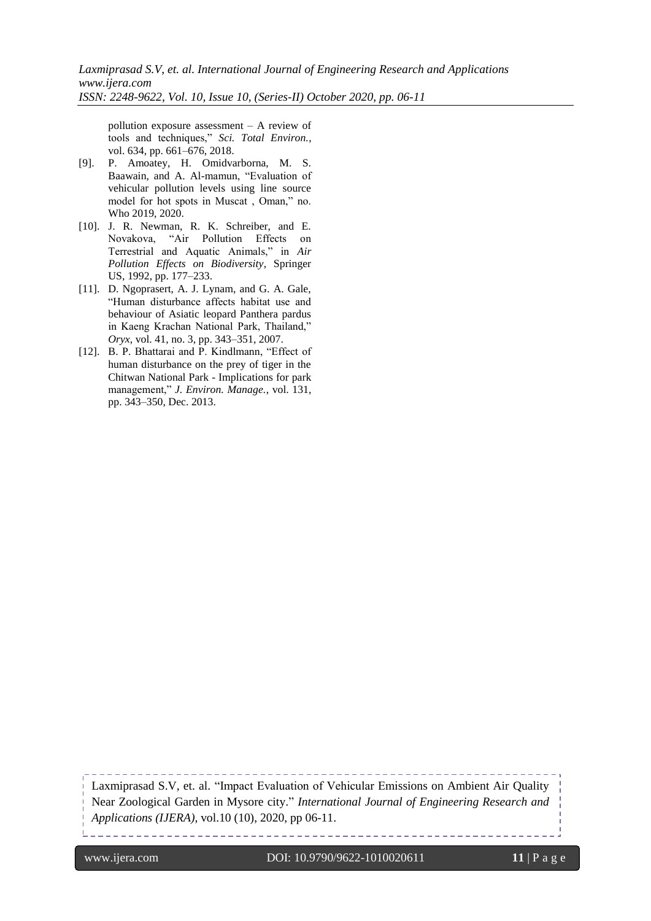pollution exposure assessment – A review of tools and techniques," *Sci. Total Environ.*, vol. 634, pp. 661–676, 2018.

[9]. P. Amoatey, H. Omidvarborna, M. S. Baawain, and A. Al-mamun, "Evaluation of vehicular pollution levels using line source model for hot spots in Muscat , Oman," no. Who 2019, 2020.

[10]. J. R. Newman, R. K. Schreiber, and E. Novakova, "Air Pollution Effects on Terrestrial and Aquatic Animals," in *Air Pollution Effects on Biodiversity*, Springer US, 1992, pp. 177–233.

[11]. D. Ngoprasert, A. J. Lynam, and G. A. Gale, "Human disturbance affects habitat use and behaviour of Asiatic leopard Panthera pardus in Kaeng Krachan National Park, Thailand," *Oryx*, vol. 41, no. 3, pp. 343–351, 2007.

[12]. B. P. Bhattarai and P. Kindlmann, "Effect of human disturbance on the prey of tiger in the Chitwan National Park - Implications for park management," *J. Environ. Manage.*, vol. 131, pp. 343–350, Dec. 2013.

Laxmiprasad S.V, et. al. "Impact Evaluation of Vehicular Emissions on Ambient Air Quality Near Zoological Garden in Mysore city." *International Journal of Engineering Research and Applications (IJERA)*, vol.10 (10), 2020, pp 06-11.